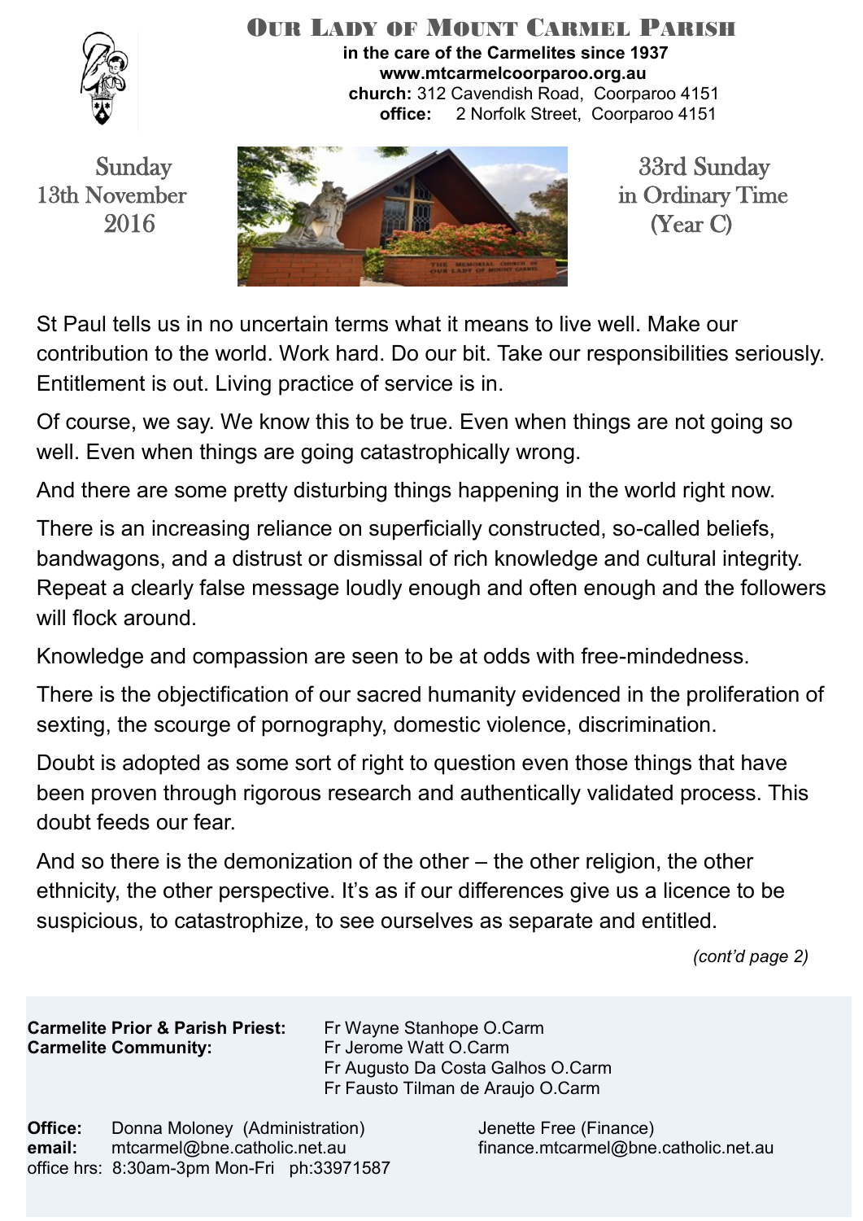# Our Lady of Mount Carmel Parish

**in the care of the Carmelites since 1937**
**www.mtcarmelcoorparoo.org.au**
**church:** 312 Cavendish Road, Coorparoo 4151
**office:** 2 Norfolk Street, Coorparoo 4151

Sunday 13th November 2016

33rd Sunday in Ordinary Time (Year C)

St Paul tells us in no uncertain terms what it means to live well. Make our contribution to the world. Work hard. Do our bit. Take our responsibilities seriously. Entitlement is out. Living practice of service is in.

Of course, we say. We know this to be true. Even when things are not going so well. Even when things are going catastrophically wrong.

And there are some pretty disturbing things happening in the world right now.

There is an increasing reliance on superficially constructed, so-called beliefs, bandwagons, and a distrust or dismissal of rich knowledge and cultural integrity. Repeat a clearly false message loudly enough and often enough and the followers will flock around.

Knowledge and compassion are seen to be at odds with free-mindedness.

There is the objectification of our sacred humanity evidenced in the proliferation of sexting, the scourge of pornography, domestic violence, discrimination.

Doubt is adopted as some sort of right to question even those things that have been proven through rigorous research and authentically validated process. This doubt feeds our fear.

And so there is the demonization of the other – the other religion, the other ethnicity, the other perspective. It's as if our differences give us a licence to be suspicious, to catastrophize, to see ourselves as separate and entitled.

*(cont'd page 2)*

**Carmelite Prior & Parish Priest:** Fr Wayne Stanhope O.Carm
**Carmelite Community:** Fr Jerome Watt O.Carm
Fr Augusto Da Costa Galhos O.Carm
Fr Fausto Tilman de Araujo O.Carm

**Office:** Donna Moloney (Administration) — Jenette Free (Finance)
**email:** mtcarmel@bne.catholic.net.au — finance.mtcarmel@bne.catholic.net.au
office hrs: 8:30am-3pm Mon-Fri ph:33971587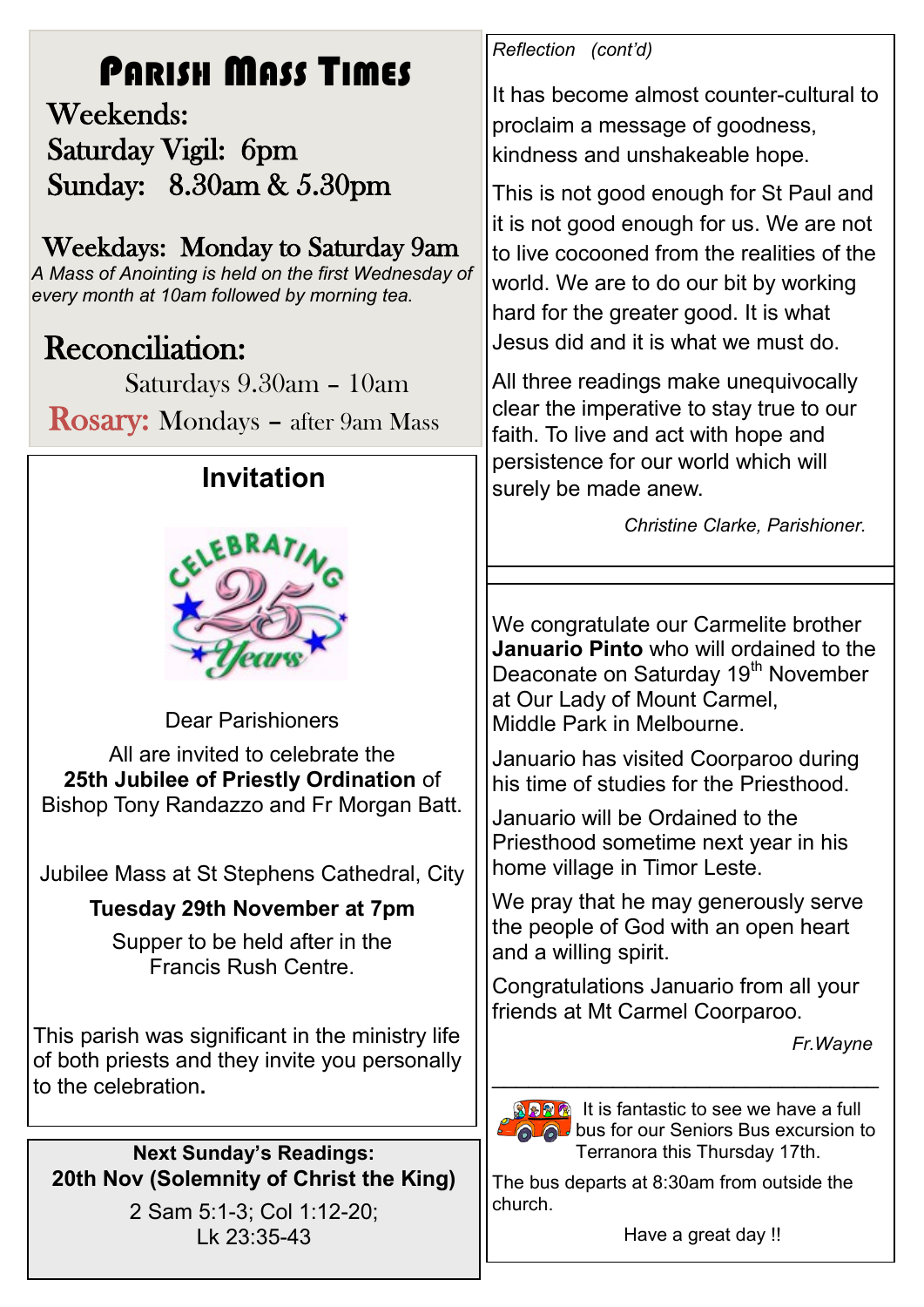# Parish Mass Times

**Weekends:**

Saturday Vigil: 6pm

Sunday: 8.30am & 5.30pm

**Weekdays: Monday to Saturday 9am**

*A Mass of Anointing is held on the first Wednesday of every month at 10am followed by morning tea.*

**Reconciliation:**

Saturdays 9.30am – 10am

**Rosary:** Mondays – after 9am Mass

## Invitation

Dear Parishioners

All are invited to celebrate the **25th Jubilee of Priestly Ordination** of Bishop Tony Randazzo and Fr Morgan Batt.

Jubilee Mass at St Stephens Cathedral, City

**Tuesday 29th November at 7pm**

Supper to be held after in the Francis Rush Centre.

This parish was significant in the ministry life of both priests and they invite you personally to the celebration.

**Next Sunday's Readings:**
**20th Nov (Solemnity of Christ the King)**

2 Sam 5:1-3; Col 1:12-20; Lk 23:35-43

*Reflection (cont'd)*

It has become almost counter-cultural to proclaim a message of goodness, kindness and unshakeable hope.

This is not good enough for St Paul and it is not good enough for us. We are not to live cocooned from the realities of the world. We are to do our bit by working hard for the greater good. It is what Jesus did and it is what we must do.

All three readings make unequivocally clear the imperative to stay true to our faith. To live and act with hope and persistence for our world which will surely be made anew.

*Christine Clarke, Parishioner.*

We congratulate our Carmelite brother **Januario Pinto** who will ordained to the Deaconate on Saturday 19th November at Our Lady of Mount Carmel, Middle Park in Melbourne.

Januario has visited Coorparoo during his time of studies for the Priesthood.

Januario will be Ordained to the Priesthood sometime next year in his home village in Timor Leste.

We pray that he may generously serve the people of God with an open heart and a willing spirit.

Congratulations Januario from all your friends at Mt Carmel Coorparoo.

*Fr.Wayne*

It is fantastic to see we have a full bus for our Seniors Bus excursion to Terranora this Thursday 17th.

The bus departs at 8:30am from outside the church.

Have a great day !!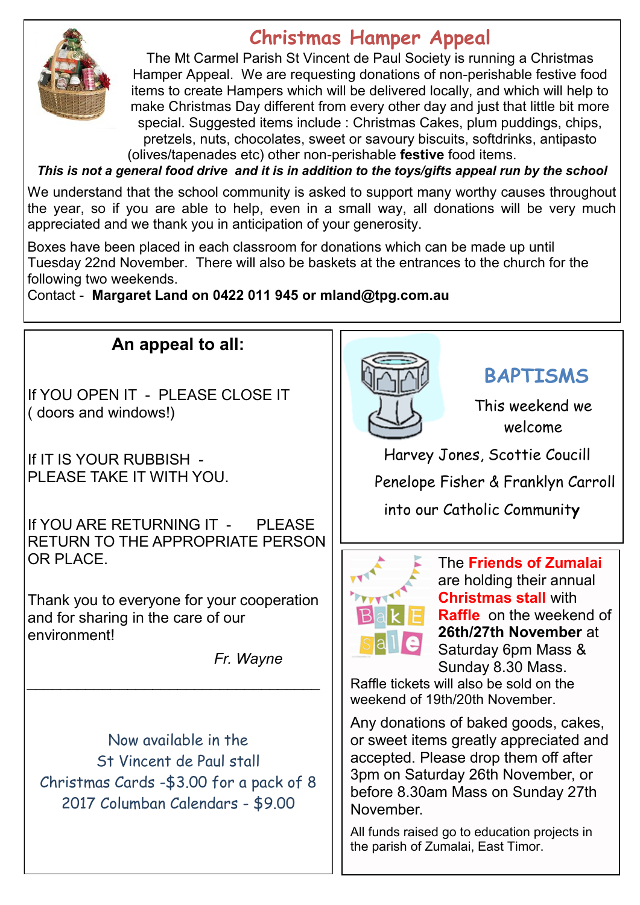## Christmas Hamper Appeal

The Mt Carmel Parish St Vincent de Paul Society is running a Christmas Hamper Appeal. We are requesting donations of non-perishable festive food items to create Hampers which will be delivered locally, and which will help to make Christmas Day different from every other day and just that little bit more special. Suggested items include : Christmas Cakes, plum puddings, chips, pretzels, nuts, chocolates, sweet or savoury biscuits, softdrinks, antipasto (olives/tapenades etc) other non-perishable **festive** food items.

***This is not a general food drive and it is in addition to the toys/gifts appeal run by the school***

We understand that the school community is asked to support many worthy causes throughout the year, so if you are able to help, even in a small way, all donations will be very much appreciated and we thank you in anticipation of your generosity.

Boxes have been placed in each classroom for donations which can be made up until Tuesday 22nd November. There will also be baskets at the entrances to the church for the following two weekends.

Contact - **Margaret Land on 0422 011 945 or mland@tpg.com.au**

### An appeal to all:

If YOU OPEN IT - PLEASE CLOSE IT ( doors and windows!)

If IT IS YOUR RUBBISH - PLEASE TAKE IT WITH YOU.

If YOU ARE RETURNING IT - PLEASE RETURN TO THE APPROPRIATE PERSON OR PLACE.

Thank you to everyone for your cooperation and for sharing in the care of our environment!

*Fr. Wayne*

---

Now available in the St Vincent de Paul stall

Christmas Cards -$3.00 for a pack of 8

2017 Columban Calendars - $9.00

## BAPTISMS

This weekend we welcome

Harvey Jones, Scottie Coucill

Penelope Fisher & Franklyn Carroll

into our Catholic Community

The **Friends of Zumalai** are holding their annual **Christmas stall** with **Raffle** on the weekend of **26th/27th November** at Saturday 6pm Mass & Sunday 8.30 Mass.

Raffle tickets will also be sold on the weekend of 19th/20th November.

Any donations of baked goods, cakes, or sweet items greatly appreciated and accepted. Please drop them off after 3pm on Saturday 26th November, or before 8.30am Mass on Sunday 27th November.

All funds raised go to education projects in the parish of Zumalai, East Timor.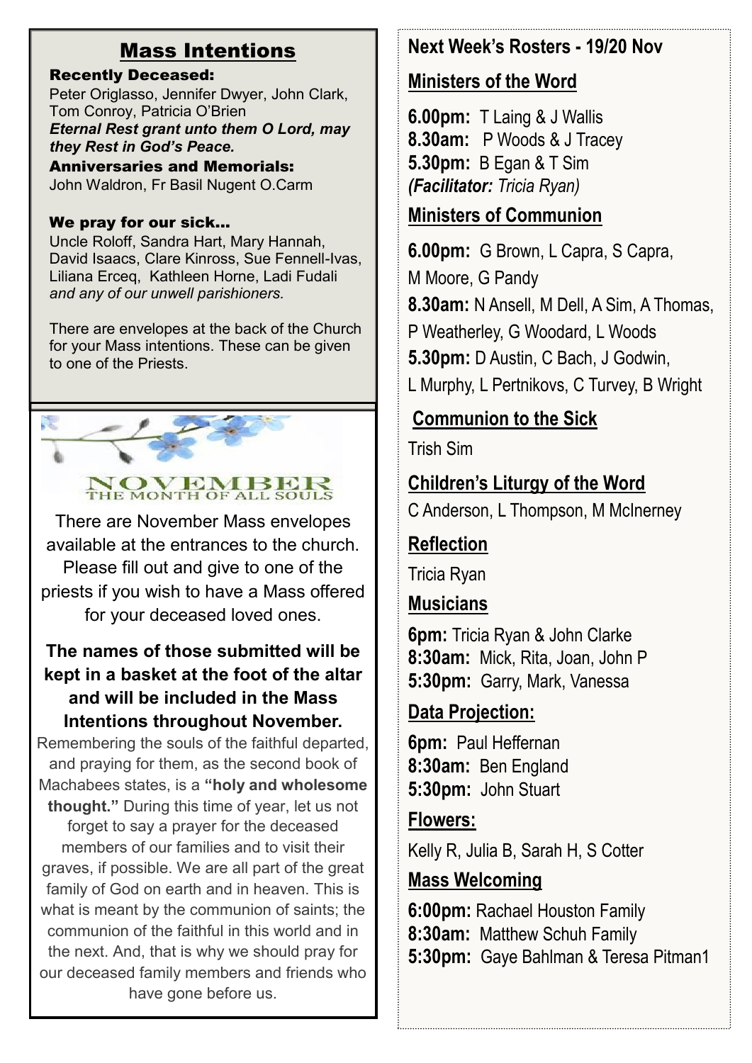## Mass Intentions

### Recently Deceased:

Peter Origlasso, Jennifer Dwyer, John Clark, Tom Conroy, Patricia O'Brien

***Eternal Rest grant unto them O Lord, may they Rest in God's Peace.***

### Anniversaries and Memorials:

John Waldron, Fr Basil Nugent O.Carm

### We pray for our sick…

Uncle Roloff, Sandra Hart, Mary Hannah, David Isaacs, Clare Kinross, Sue Fennell-Ivas, Liliana Erceq, Kathleen Horne, Ladi Fudali *and any of our unwell parishioners.*

There are envelopes at the back of the Church for your Mass intentions. These can be given to one of the Priests.

## NOVEMBER
### THE MONTH OF ALL SOULS

There are November Mass envelopes available at the entrances to the church. Please fill out and give to one of the priests if you wish to have a Mass offered for your deceased loved ones.

**The names of those submitted will be kept in a basket at the foot of the altar and will be included in the Mass Intentions throughout November.**

Remembering the souls of the faithful departed, and praying for them, as the second book of Machabees states, is a **"holy and wholesome thought."** During this time of year, let us not forget to say a prayer for the deceased members of our families and to visit their graves, if possible. We are all part of the great family of God on earth and in heaven. This is what is meant by the communion of saints; the communion of the faithful in this world and in the next. And, that is why we should pray for our deceased family members and friends who have gone before us.

## Next Week's Rosters - 19/20 Nov

### Ministers of the Word

**6.00pm:** T Laing & J Wallis
**8.30am:** P Woods & J Tracey
**5.30pm:** B Egan & T Sim
***(Facilitator:** Tricia Ryan)*

### Ministers of Communion

**6.00pm:** G Brown, L Capra, S Capra, M Moore, G Pandy
**8.30am:** N Ansell, M Dell, A Sim, A Thomas, P Weatherley, G Woodard, L Woods
**5.30pm:** D Austin, C Bach, J Godwin, L Murphy, L Pertnikovs, C Turvey, B Wright

### Communion to the Sick

Trish Sim

### Children's Liturgy of the Word

C Anderson, L Thompson, M McInerney

### Reflection

Tricia Ryan

### Musicians

**6pm:** Tricia Ryan & John Clarke
**8:30am:** Mick, Rita, Joan, John P
**5:30pm:** Garry, Mark, Vanessa

### Data Projection:

**6pm:** Paul Heffernan
**8:30am:** Ben England
**5:30pm:** John Stuart

### Flowers:

Kelly R, Julia B, Sarah H, S Cotter

### Mass Welcoming

**6:00pm:** Rachael Houston Family
**8:30am:** Matthew Schuh Family
**5:30pm:** Gaye Bahlman & Teresa Pitman1